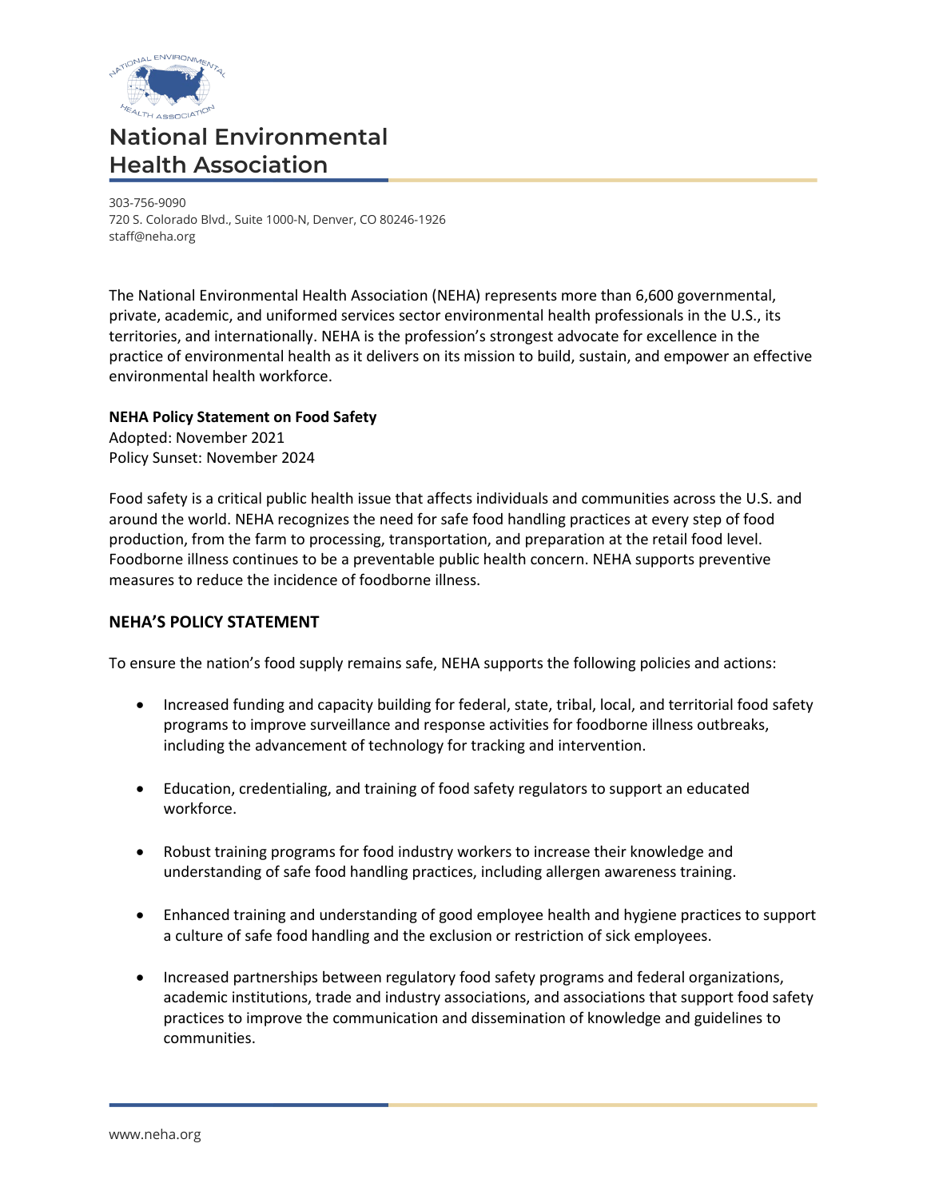# National Environmental Health Association

303-756-9090
720 S. Colorado Blvd., Suite 1000-N, Denver, CO 80246-1926
staff@neha.org

The National Environmental Health Association (NEHA) represents more than 6,600 governmental, private, academic, and uniformed services sector environmental health professionals in the U.S., its territories, and internationally. NEHA is the profession's strongest advocate for excellence in the practice of environmental health as it delivers on its mission to build, sustain, and empower an effective environmental health workforce.

**NEHA Policy Statement on Food Safety**
Adopted: November 2021
Policy Sunset: November 2024

Food safety is a critical public health issue that affects individuals and communities across the U.S. and around the world. NEHA recognizes the need for safe food handling practices at every step of food production, from the farm to processing, transportation, and preparation at the retail food level. Foodborne illness continues to be a preventable public health concern. NEHA supports preventive measures to reduce the incidence of foodborne illness.

## NEHA'S POLICY STATEMENT

To ensure the nation's food supply remains safe, NEHA supports the following policies and actions:

- Increased funding and capacity building for federal, state, tribal, local, and territorial food safety programs to improve surveillance and response activities for foodborne illness outbreaks, including the advancement of technology for tracking and intervention.
- Education, credentialing, and training of food safety regulators to support an educated workforce.
- Robust training programs for food industry workers to increase their knowledge and understanding of safe food handling practices, including allergen awareness training.
- Enhanced training and understanding of good employee health and hygiene practices to support a culture of safe food handling and the exclusion or restriction of sick employees.
- Increased partnerships between regulatory food safety programs and federal organizations, academic institutions, trade and industry associations, and associations that support food safety practices to improve the communication and dissemination of knowledge and guidelines to communities.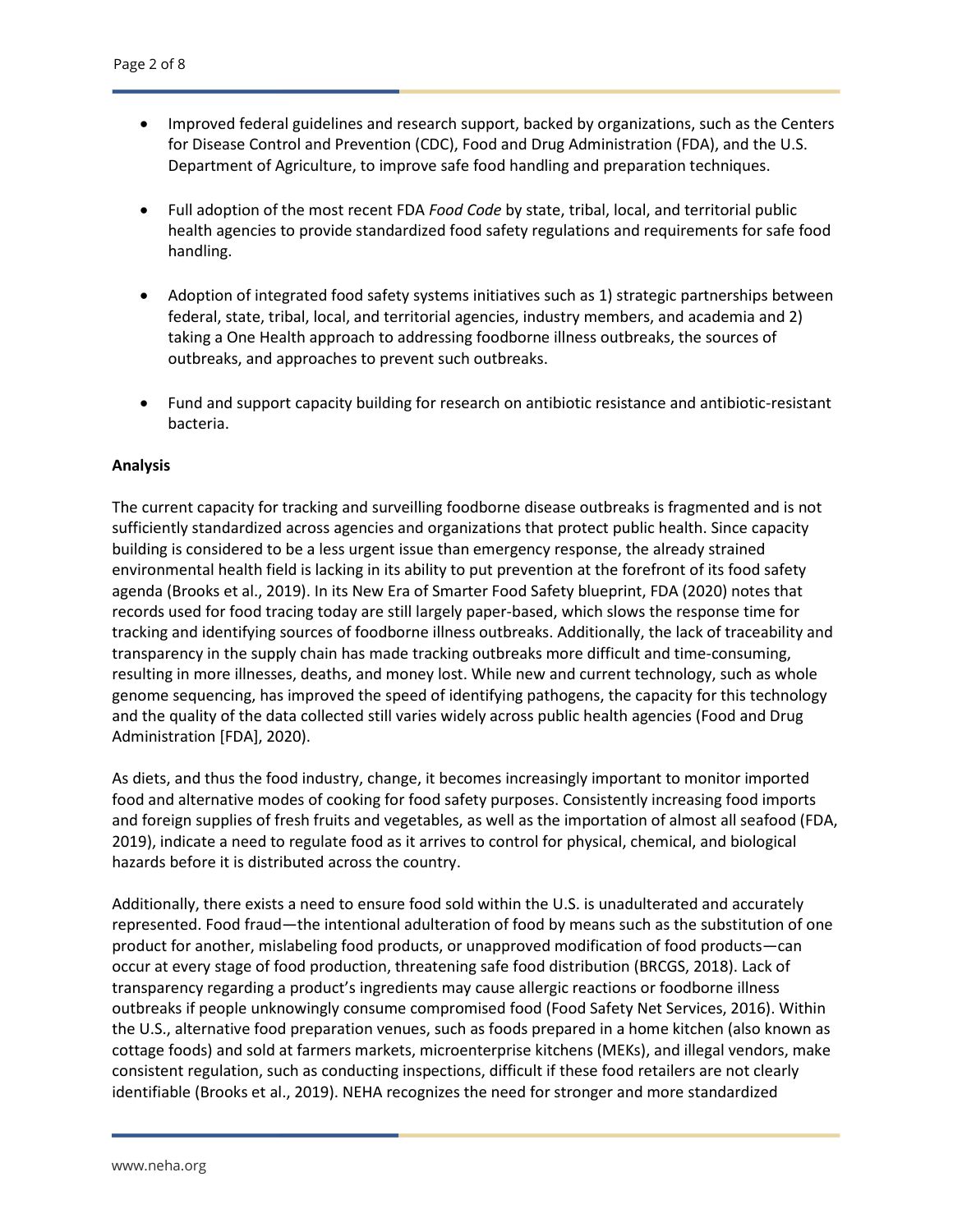- Improved federal guidelines and research support, backed by organizations, such as the Centers for Disease Control and Prevention (CDC), Food and Drug Administration (FDA), and the U.S. Department of Agriculture, to improve safe food handling and preparation techniques.

- Full adoption of the most recent FDA *Food Code* by state, tribal, local, and territorial public health agencies to provide standardized food safety regulations and requirements for safe food handling.

- Adoption of integrated food safety systems initiatives such as 1) strategic partnerships between federal, state, tribal, local, and territorial agencies, industry members, and academia and 2) taking a One Health approach to addressing foodborne illness outbreaks, the sources of outbreaks, and approaches to prevent such outbreaks.

- Fund and support capacity building for research on antibiotic resistance and antibiotic-resistant bacteria.

**Analysis**

The current capacity for tracking and surveilling foodborne disease outbreaks is fragmented and is not sufficiently standardized across agencies and organizations that protect public health. Since capacity building is considered to be a less urgent issue than emergency response, the already strained environmental health field is lacking in its ability to put prevention at the forefront of its food safety agenda (Brooks et al., 2019). In its New Era of Smarter Food Safety blueprint, FDA (2020) notes that records used for food tracing today are still largely paper-based, which slows the response time for tracking and identifying sources of foodborne illness outbreaks. Additionally, the lack of traceability and transparency in the supply chain has made tracking outbreaks more difficult and time-consuming, resulting in more illnesses, deaths, and money lost. While new and current technology, such as whole genome sequencing, has improved the speed of identifying pathogens, the capacity for this technology and the quality of the data collected still varies widely across public health agencies (Food and Drug Administration [FDA], 2020).

As diets, and thus the food industry, change, it becomes increasingly important to monitor imported food and alternative modes of cooking for food safety purposes. Consistently increasing food imports and foreign supplies of fresh fruits and vegetables, as well as the importation of almost all seafood (FDA, 2019), indicate a need to regulate food as it arrives to control for physical, chemical, and biological hazards before it is distributed across the country.

Additionally, there exists a need to ensure food sold within the U.S. is unadulterated and accurately represented. Food fraud—the intentional adulteration of food by means such as the substitution of one product for another, mislabeling food products, or unapproved modification of food products—can occur at every stage of food production, threatening safe food distribution (BRCGS, 2018). Lack of transparency regarding a product's ingredients may cause allergic reactions or foodborne illness outbreaks if people unknowingly consume compromised food (Food Safety Net Services, 2016). Within the U.S., alternative food preparation venues, such as foods prepared in a home kitchen (also known as cottage foods) and sold at farmers markets, microenterprise kitchens (MEKs), and illegal vendors, make consistent regulation, such as conducting inspections, difficult if these food retailers are not clearly identifiable (Brooks et al., 2019). NEHA recognizes the need for stronger and more standardized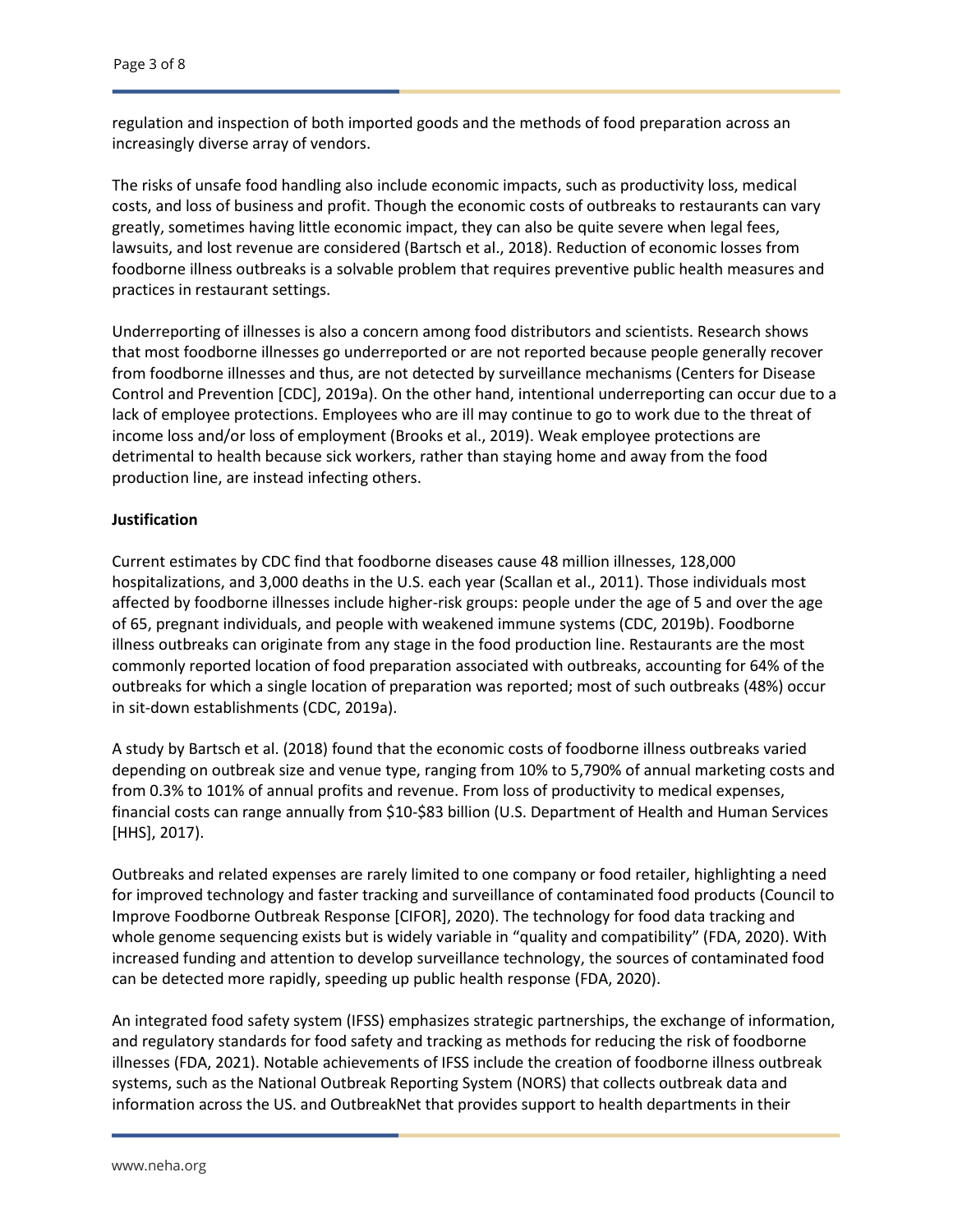regulation and inspection of both imported goods and the methods of food preparation across an increasingly diverse array of vendors.

The risks of unsafe food handling also include economic impacts, such as productivity loss, medical costs, and loss of business and profit. Though the economic costs of outbreaks to restaurants can vary greatly, sometimes having little economic impact, they can also be quite severe when legal fees, lawsuits, and lost revenue are considered (Bartsch et al., 2018). Reduction of economic losses from foodborne illness outbreaks is a solvable problem that requires preventive public health measures and practices in restaurant settings.

Underreporting of illnesses is also a concern among food distributors and scientists. Research shows that most foodborne illnesses go underreported or are not reported because people generally recover from foodborne illnesses and thus, are not detected by surveillance mechanisms (Centers for Disease Control and Prevention [CDC], 2019a). On the other hand, intentional underreporting can occur due to a lack of employee protections. Employees who are ill may continue to go to work due to the threat of income loss and/or loss of employment (Brooks et al., 2019). Weak employee protections are detrimental to health because sick workers, rather than staying home and away from the food production line, are instead infecting others.

**Justification**

Current estimates by CDC find that foodborne diseases cause 48 million illnesses, 128,000 hospitalizations, and 3,000 deaths in the U.S. each year (Scallan et al., 2011). Those individuals most affected by foodborne illnesses include higher-risk groups: people under the age of 5 and over the age of 65, pregnant individuals, and people with weakened immune systems (CDC, 2019b). Foodborne illness outbreaks can originate from any stage in the food production line. Restaurants are the most commonly reported location of food preparation associated with outbreaks, accounting for 64% of the outbreaks for which a single location of preparation was reported; most of such outbreaks (48%) occur in sit-down establishments (CDC, 2019a).

A study by Bartsch et al. (2018) found that the economic costs of foodborne illness outbreaks varied depending on outbreak size and venue type, ranging from 10% to 5,790% of annual marketing costs and from 0.3% to 101% of annual profits and revenue. From loss of productivity to medical expenses, financial costs can range annually from $10-$83 billion (U.S. Department of Health and Human Services [HHS], 2017).

Outbreaks and related expenses are rarely limited to one company or food retailer, highlighting a need for improved technology and faster tracking and surveillance of contaminated food products (Council to Improve Foodborne Outbreak Response [CIFOR], 2020). The technology for food data tracking and whole genome sequencing exists but is widely variable in "quality and compatibility" (FDA, 2020). With increased funding and attention to develop surveillance technology, the sources of contaminated food can be detected more rapidly, speeding up public health response (FDA, 2020).

An integrated food safety system (IFSS) emphasizes strategic partnerships, the exchange of information, and regulatory standards for food safety and tracking as methods for reducing the risk of foodborne illnesses (FDA, 2021). Notable achievements of IFSS include the creation of foodborne illness outbreak systems, such as the National Outbreak Reporting System (NORS) that collects outbreak data and information across the US. and OutbreakNet that provides support to health departments in their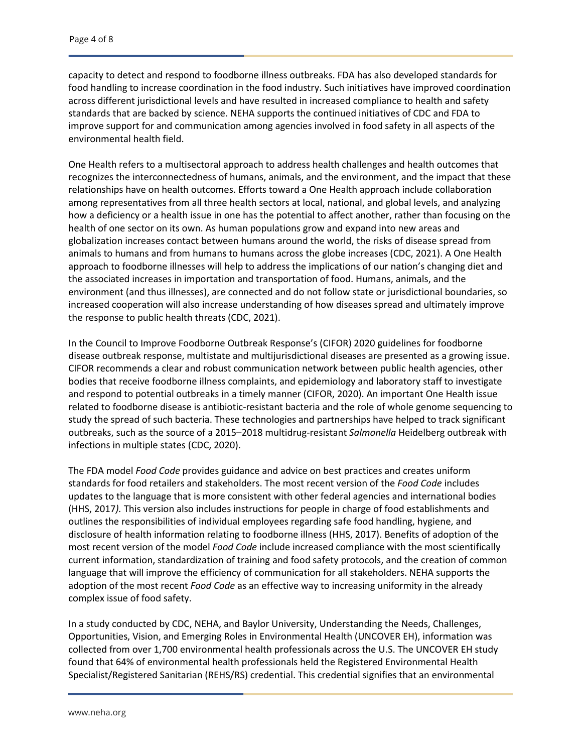capacity to detect and respond to foodborne illness outbreaks. FDA has also developed standards for food handling to increase coordination in the food industry. Such initiatives have improved coordination across different jurisdictional levels and have resulted in increased compliance to health and safety standards that are backed by science. NEHA supports the continued initiatives of CDC and FDA to improve support for and communication among agencies involved in food safety in all aspects of the environmental health field.

One Health refers to a multisectoral approach to address health challenges and health outcomes that recognizes the interconnectedness of humans, animals, and the environment, and the impact that these relationships have on health outcomes. Efforts toward a One Health approach include collaboration among representatives from all three health sectors at local, national, and global levels, and analyzing how a deficiency or a health issue in one has the potential to affect another, rather than focusing on the health of one sector on its own. As human populations grow and expand into new areas and globalization increases contact between humans around the world, the risks of disease spread from animals to humans and from humans to humans across the globe increases (CDC, 2021). A One Health approach to foodborne illnesses will help to address the implications of our nation's changing diet and the associated increases in importation and transportation of food. Humans, animals, and the environment (and thus illnesses), are connected and do not follow state or jurisdictional boundaries, so increased cooperation will also increase understanding of how diseases spread and ultimately improve the response to public health threats (CDC, 2021).

In the Council to Improve Foodborne Outbreak Response's (CIFOR) 2020 guidelines for foodborne disease outbreak response, multistate and multijurisdictional diseases are presented as a growing issue. CIFOR recommends a clear and robust communication network between public health agencies, other bodies that receive foodborne illness complaints, and epidemiology and laboratory staff to investigate and respond to potential outbreaks in a timely manner (CIFOR, 2020). An important One Health issue related to foodborne disease is antibiotic-resistant bacteria and the role of whole genome sequencing to study the spread of such bacteria. These technologies and partnerships have helped to track significant outbreaks, such as the source of a 2015–2018 multidrug-resistant *Salmonella* Heidelberg outbreak with infections in multiple states (CDC, 2020).

The FDA model *Food Code* provides guidance and advice on best practices and creates uniform standards for food retailers and stakeholders. The most recent version of the *Food Code* includes updates to the language that is more consistent with other federal agencies and international bodies (HHS, 2017*).* This version also includes instructions for people in charge of food establishments and outlines the responsibilities of individual employees regarding safe food handling, hygiene, and disclosure of health information relating to foodborne illness (HHS, 2017). Benefits of adoption of the most recent version of the model *Food Code* include increased compliance with the most scientifically current information, standardization of training and food safety protocols, and the creation of common language that will improve the efficiency of communication for all stakeholders. NEHA supports the adoption of the most recent *Food Code* as an effective way to increasing uniformity in the already complex issue of food safety.

In a study conducted by CDC, NEHA, and Baylor University, Understanding the Needs, Challenges, Opportunities, Vision, and Emerging Roles in Environmental Health (UNCOVER EH), information was collected from over 1,700 environmental health professionals across the U.S. The UNCOVER EH study found that 64% of environmental health professionals held the Registered Environmental Health Specialist/Registered Sanitarian (REHS/RS) credential. This credential signifies that an environmental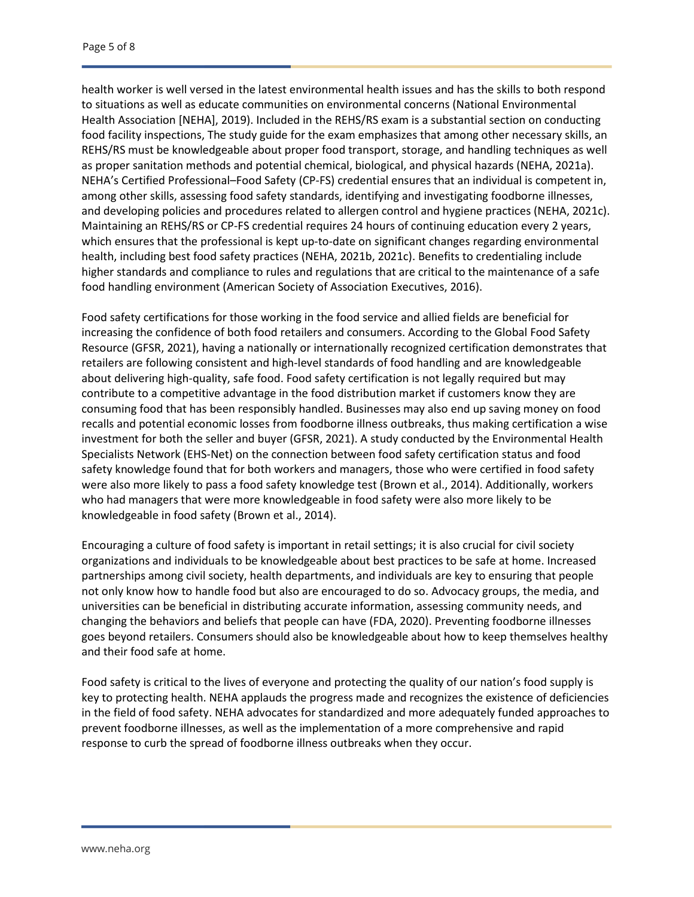health worker is well versed in the latest environmental health issues and has the skills to both respond to situations as well as educate communities on environmental concerns (National Environmental Health Association [NEHA], 2019). Included in the REHS/RS exam is a substantial section on conducting food facility inspections, The study guide for the exam emphasizes that among other necessary skills, an REHS/RS must be knowledgeable about proper food transport, storage, and handling techniques as well as proper sanitation methods and potential chemical, biological, and physical hazards (NEHA, 2021a). NEHA's Certified Professional–Food Safety (CP-FS) credential ensures that an individual is competent in, among other skills, assessing food safety standards, identifying and investigating foodborne illnesses, and developing policies and procedures related to allergen control and hygiene practices (NEHA, 2021c). Maintaining an REHS/RS or CP-FS credential requires 24 hours of continuing education every 2 years, which ensures that the professional is kept up-to-date on significant changes regarding environmental health, including best food safety practices (NEHA, 2021b, 2021c). Benefits to credentialing include higher standards and compliance to rules and regulations that are critical to the maintenance of a safe food handling environment (American Society of Association Executives, 2016).

Food safety certifications for those working in the food service and allied fields are beneficial for increasing the confidence of both food retailers and consumers. According to the Global Food Safety Resource (GFSR, 2021), having a nationally or internationally recognized certification demonstrates that retailers are following consistent and high-level standards of food handling and are knowledgeable about delivering high-quality, safe food. Food safety certification is not legally required but may contribute to a competitive advantage in the food distribution market if customers know they are consuming food that has been responsibly handled. Businesses may also end up saving money on food recalls and potential economic losses from foodborne illness outbreaks, thus making certification a wise investment for both the seller and buyer (GFSR, 2021). A study conducted by the Environmental Health Specialists Network (EHS-Net) on the connection between food safety certification status and food safety knowledge found that for both workers and managers, those who were certified in food safety were also more likely to pass a food safety knowledge test (Brown et al., 2014). Additionally, workers who had managers that were more knowledgeable in food safety were also more likely to be knowledgeable in food safety (Brown et al., 2014).

Encouraging a culture of food safety is important in retail settings; it is also crucial for civil society organizations and individuals to be knowledgeable about best practices to be safe at home. Increased partnerships among civil society, health departments, and individuals are key to ensuring that people not only know how to handle food but also are encouraged to do so. Advocacy groups, the media, and universities can be beneficial in distributing accurate information, assessing community needs, and changing the behaviors and beliefs that people can have (FDA, 2020). Preventing foodborne illnesses goes beyond retailers. Consumers should also be knowledgeable about how to keep themselves healthy and their food safe at home.

Food safety is critical to the lives of everyone and protecting the quality of our nation's food supply is key to protecting health. NEHA applauds the progress made and recognizes the existence of deficiencies in the field of food safety. NEHA advocates for standardized and more adequately funded approaches to prevent foodborne illnesses, as well as the implementation of a more comprehensive and rapid response to curb the spread of foodborne illness outbreaks when they occur.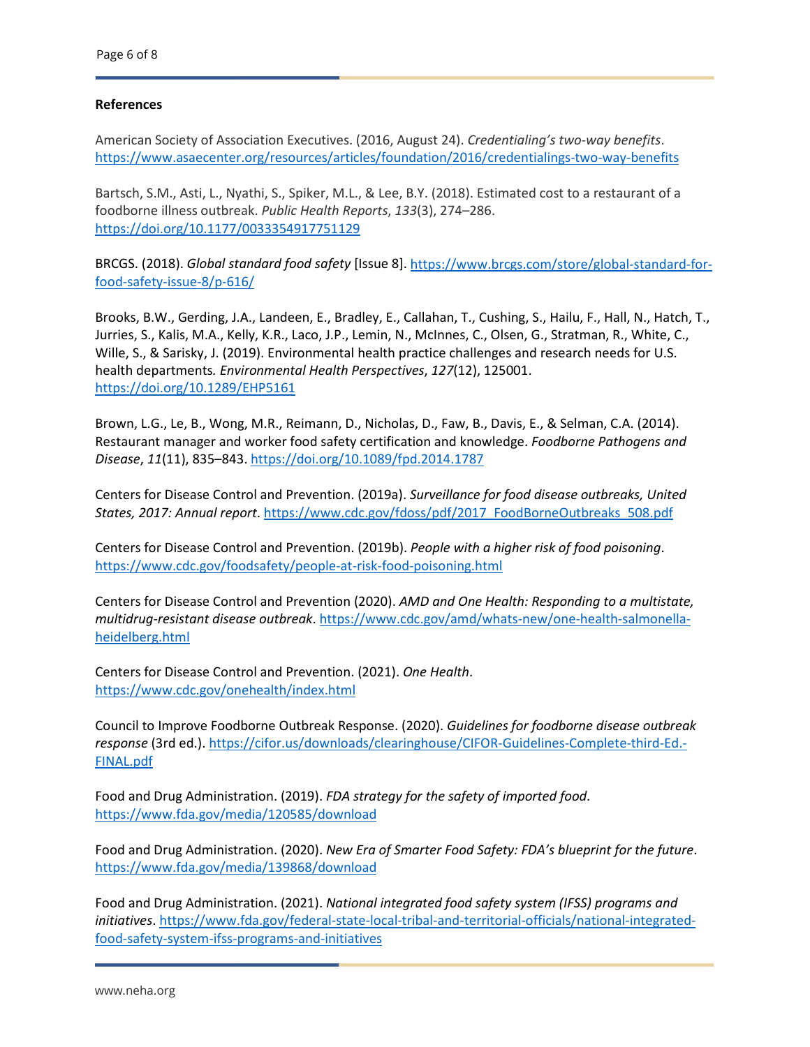**References**

American Society of Association Executives. (2016, August 24). *Credentialing's two-way benefits*. https://www.asaecenter.org/resources/articles/foundation/2016/credentialings-two-way-benefits

Bartsch, S.M., Asti, L., Nyathi, S., Spiker, M.L., & Lee, B.Y. (2018). Estimated cost to a restaurant of a foodborne illness outbreak. *Public Health Reports*, *133*(3), 274–286. https://doi.org/10.1177/0033354917751129

BRCGS. (2018). *Global standard food safety* [Issue 8]. https://www.brcgs.com/store/global-standard-for-food-safety-issue-8/p-616/

Brooks, B.W., Gerding, J.A., Landeen, E., Bradley, E., Callahan, T., Cushing, S., Hailu, F., Hall, N., Hatch, T., Jurries, S., Kalis, M.A., Kelly, K.R., Laco, J.P., Lemin, N., McInnes, C., Olsen, G., Stratman, R., White, C., Wille, S., & Sarisky, J. (2019). Environmental health practice challenges and research needs for U.S. health departments. *Environmental Health Perspectives*, *127*(12), 125001. https://doi.org/10.1289/EHP5161

Brown, L.G., Le, B., Wong, M.R., Reimann, D., Nicholas, D., Faw, B., Davis, E., & Selman, C.A. (2014). Restaurant manager and worker food safety certification and knowledge. *Foodborne Pathogens and Disease*, *11*(11), 835–843. https://doi.org/10.1089/fpd.2014.1787

Centers for Disease Control and Prevention. (2019a). *Surveillance for food disease outbreaks, United States, 2017: Annual report*. https://www.cdc.gov/fdoss/pdf/2017_FoodBorneOutbreaks_508.pdf

Centers for Disease Control and Prevention. (2019b). *People with a higher risk of food poisoning*. https://www.cdc.gov/foodsafety/people-at-risk-food-poisoning.html

Centers for Disease Control and Prevention (2020). *AMD and One Health: Responding to a multistate, multidrug-resistant disease outbreak*. https://www.cdc.gov/amd/whats-new/one-health-salmonella-heidelberg.html

Centers for Disease Control and Prevention. (2021). *One Health*. https://www.cdc.gov/onehealth/index.html

Council to Improve Foodborne Outbreak Response. (2020). *Guidelines for foodborne disease outbreak response* (3rd ed.). https://cifor.us/downloads/clearinghouse/CIFOR-Guidelines-Complete-third-Ed.-FINAL.pdf

Food and Drug Administration. (2019). *FDA strategy for the safety of imported food*. https://www.fda.gov/media/120585/download

Food and Drug Administration. (2020). *New Era of Smarter Food Safety: FDA's blueprint for the future*. https://www.fda.gov/media/139868/download

Food and Drug Administration. (2021). *National integrated food safety system (IFSS) programs and initiatives*. https://www.fda.gov/federal-state-local-tribal-and-territorial-officials/national-integrated-food-safety-system-ifss-programs-and-initiatives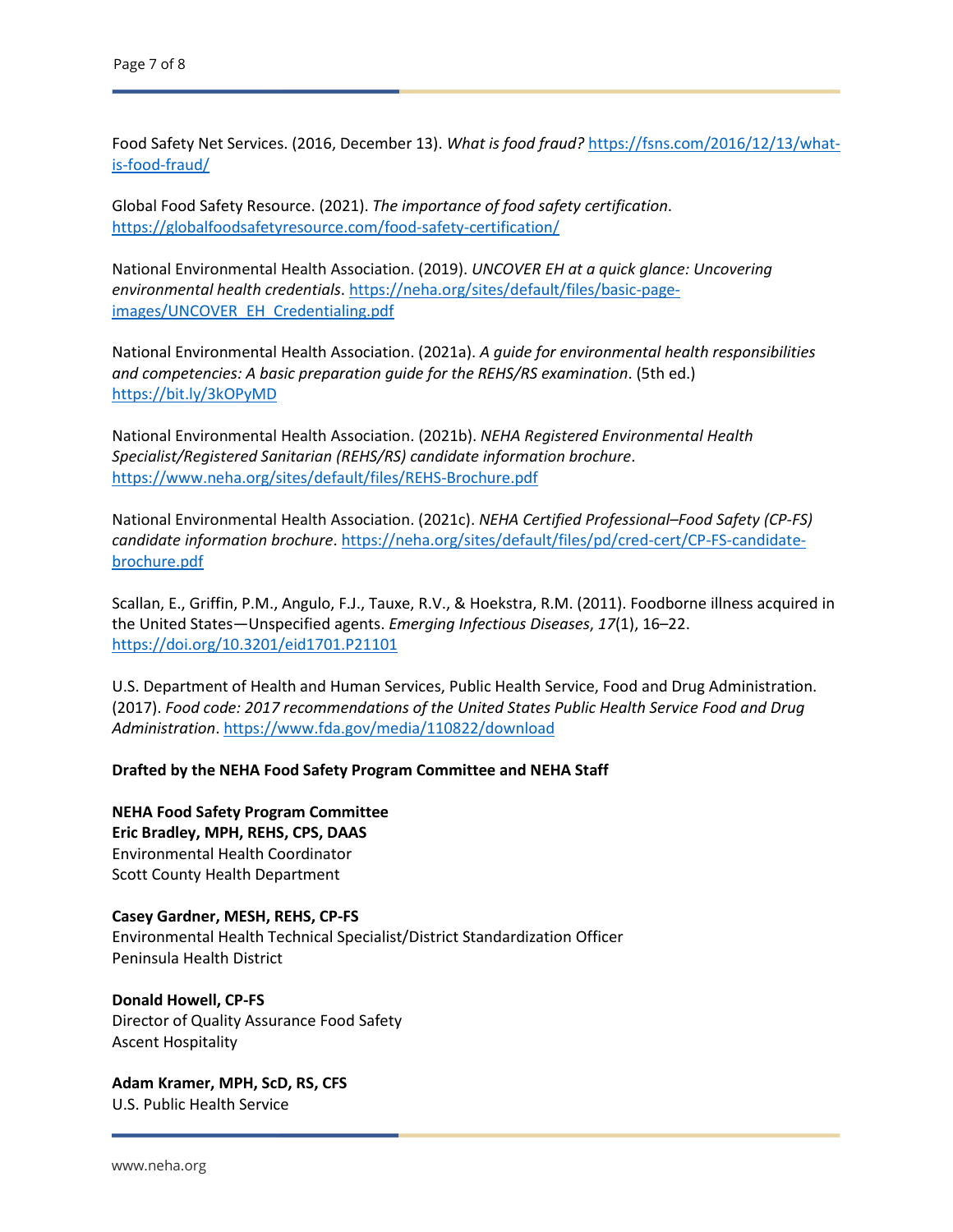Food Safety Net Services. (2016, December 13). *What is food fraud?* https://fsns.com/2016/12/13/what-is-food-fraud/

Global Food Safety Resource. (2021). *The importance of food safety certification*. https://globalfoodsafetyresource.com/food-safety-certification/

National Environmental Health Association. (2019). *UNCOVER EH at a quick glance: Uncovering environmental health credentials*. https://neha.org/sites/default/files/basic-page-images/UNCOVER_EH_Credentialing.pdf

National Environmental Health Association. (2021a). *A guide for environmental health responsibilities and competencies: A basic preparation guide for the REHS/RS examination*. (5th ed.) https://bit.ly/3kOPyMD

National Environmental Health Association. (2021b). *NEHA Registered Environmental Health Specialist/Registered Sanitarian (REHS/RS) candidate information brochure*. https://www.neha.org/sites/default/files/REHS-Brochure.pdf

National Environmental Health Association. (2021c). *NEHA Certified Professional–Food Safety (CP-FS) candidate information brochure*. https://neha.org/sites/default/files/pd/cred-cert/CP-FS-candidate-brochure.pdf

Scallan, E., Griffin, P.M., Angulo, F.J., Tauxe, R.V., & Hoekstra, R.M. (2011). Foodborne illness acquired in the United States—Unspecified agents. *Emerging Infectious Diseases*, *17*(1), 16–22. https://doi.org/10.3201/eid1701.P21101

U.S. Department of Health and Human Services, Public Health Service, Food and Drug Administration. (2017). *Food code: 2017 recommendations of the United States Public Health Service Food and Drug Administration*. https://www.fda.gov/media/110822/download

**Drafted by the NEHA Food Safety Program Committee and NEHA Staff**

**NEHA Food Safety Program Committee**
**Eric Bradley, MPH, REHS, CPS, DAAS**
Environmental Health Coordinator
Scott County Health Department

**Casey Gardner, MESH, REHS, CP-FS**
Environmental Health Technical Specialist/District Standardization Officer
Peninsula Health District

**Donald Howell, CP-FS**
Director of Quality Assurance Food Safety
Ascent Hospitality

**Adam Kramer, MPH, ScD, RS, CFS**
U.S. Public Health Service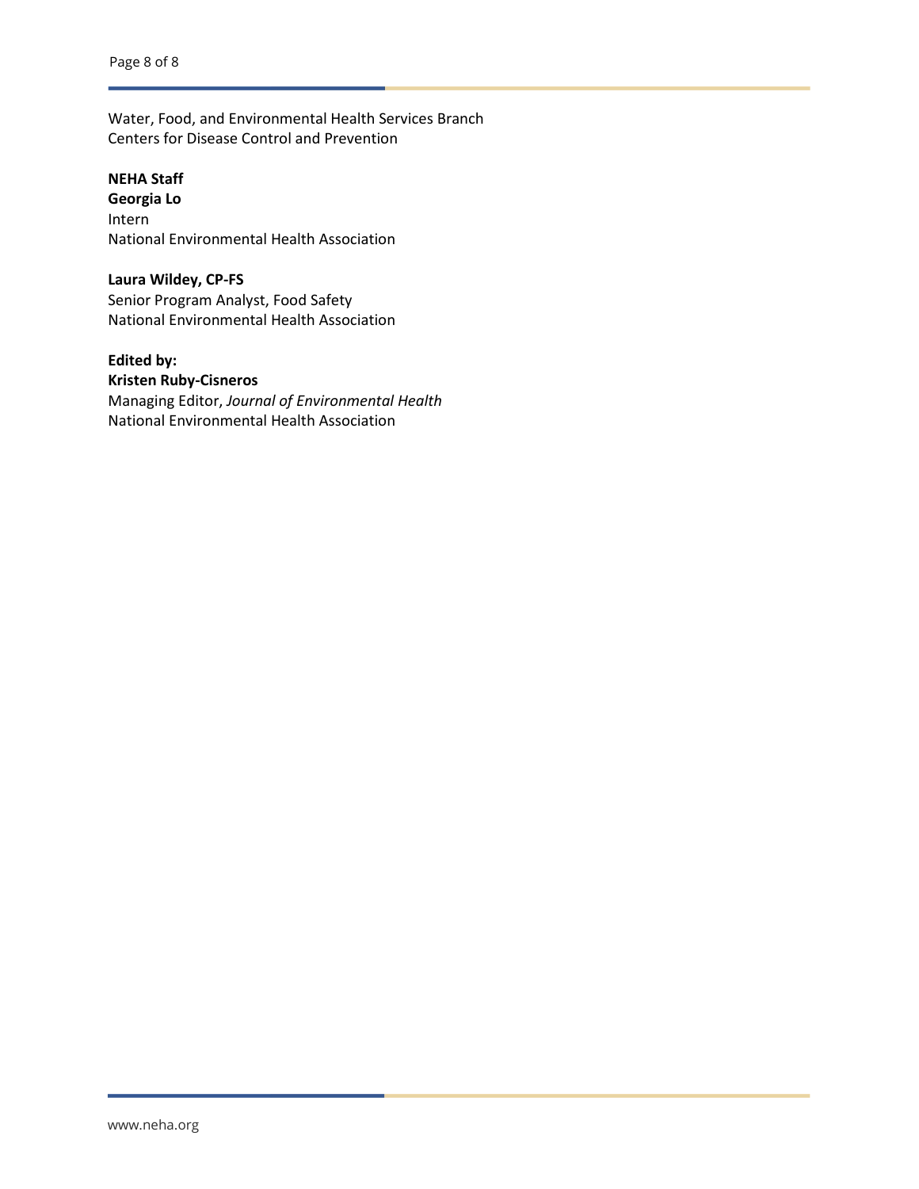Water, Food, and Environmental Health Services Branch
Centers for Disease Control and Prevention

**NEHA Staff**
**Georgia Lo**
Intern
National Environmental Health Association

**Laura Wildey, CP-FS**
Senior Program Analyst, Food Safety
National Environmental Health Association

**Edited by:**
**Kristen Ruby-Cisneros**
Managing Editor, *Journal of Environmental Health*
National Environmental Health Association